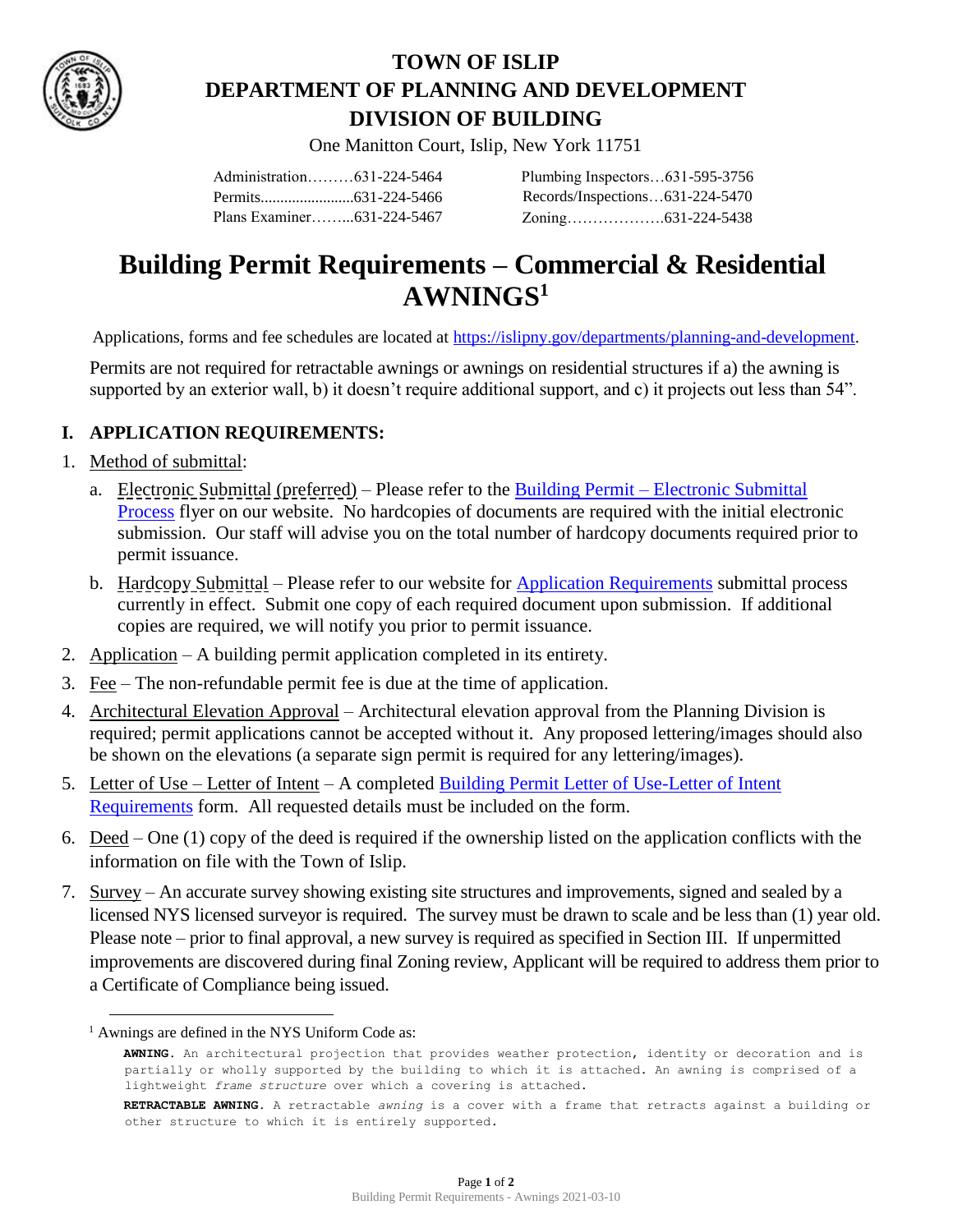# TOWN OF ISLIP
# DEPARTMENT OF PLANNING AND DEVELOPMENT
# DIVISION OF BUILDING

One Manitton Court, Islip, New York 11751

Administration………631-224-5464
Permits........................631-224-5466
Plans Examiner……...631-224-5467

Plumbing Inspectors…631-595-3756
Records/Inspections…631-224-5470
Zoning……………….631-224-5438

# Building Permit Requirements – Commercial & Residential AWNINGS[1]

Applications, forms and fee schedules are located at https://islipny.gov/departments/planning-and-development.

Permits are not required for retractable awnings or awnings on residential structures if a) the awning is supported by an exterior wall, b) it doesn't require additional support, and c) it projects out less than 54".

## I. APPLICATION REQUIREMENTS:

1. Method of submittal:
   a. Electronic Submittal (preferred) – Please refer to the Building Permit – Electronic Submittal Process flyer on our website. No hardcopies of documents are required with the initial electronic submission. Our staff will advise you on the total number of hardcopy documents required prior to permit issuance.
   b. Hardcopy Submittal – Please refer to our website for Application Requirements submittal process currently in effect. Submit one copy of each required document upon submission. If additional copies are required, we will notify you prior to permit issuance.
2. Application – A building permit application completed in its entirety.
3. Fee – The non-refundable permit fee is due at the time of application.
4. Architectural Elevation Approval – Architectural elevation approval from the Planning Division is required; permit applications cannot be accepted without it. Any proposed lettering/images should also be shown on the elevations (a separate sign permit is required for any lettering/images).
5. Letter of Use – Letter of Intent – A completed Building Permit Letter of Use-Letter of Intent Requirements form. All requested details must be included on the form.
6. Deed – One (1) copy of the deed is required if the ownership listed on the application conflicts with the information on file with the Town of Islip.
7. Survey – An accurate survey showing existing site structures and improvements, signed and sealed by a licensed NYS licensed surveyor is required. The survey must be drawn to scale and be less than (1) year old. Please note – prior to final approval, a new survey is required as specified in Section III. If unpermitted improvements are discovered during final Zoning review, Applicant will be required to address them prior to a Certificate of Compliance being issued.

---

[1] Awnings are defined in the NYS Uniform Code as:

**AWNING.** An architectural projection that provides weather protection, identity or decoration and is partially or wholly supported by the building to which it is attached. An awning is comprised of a lightweight *frame structure* over which a covering is attached.

**RETRACTABLE AWNING.** A retractable *awning* is a cover with a frame that retracts against a building or other structure to which it is entirely supported.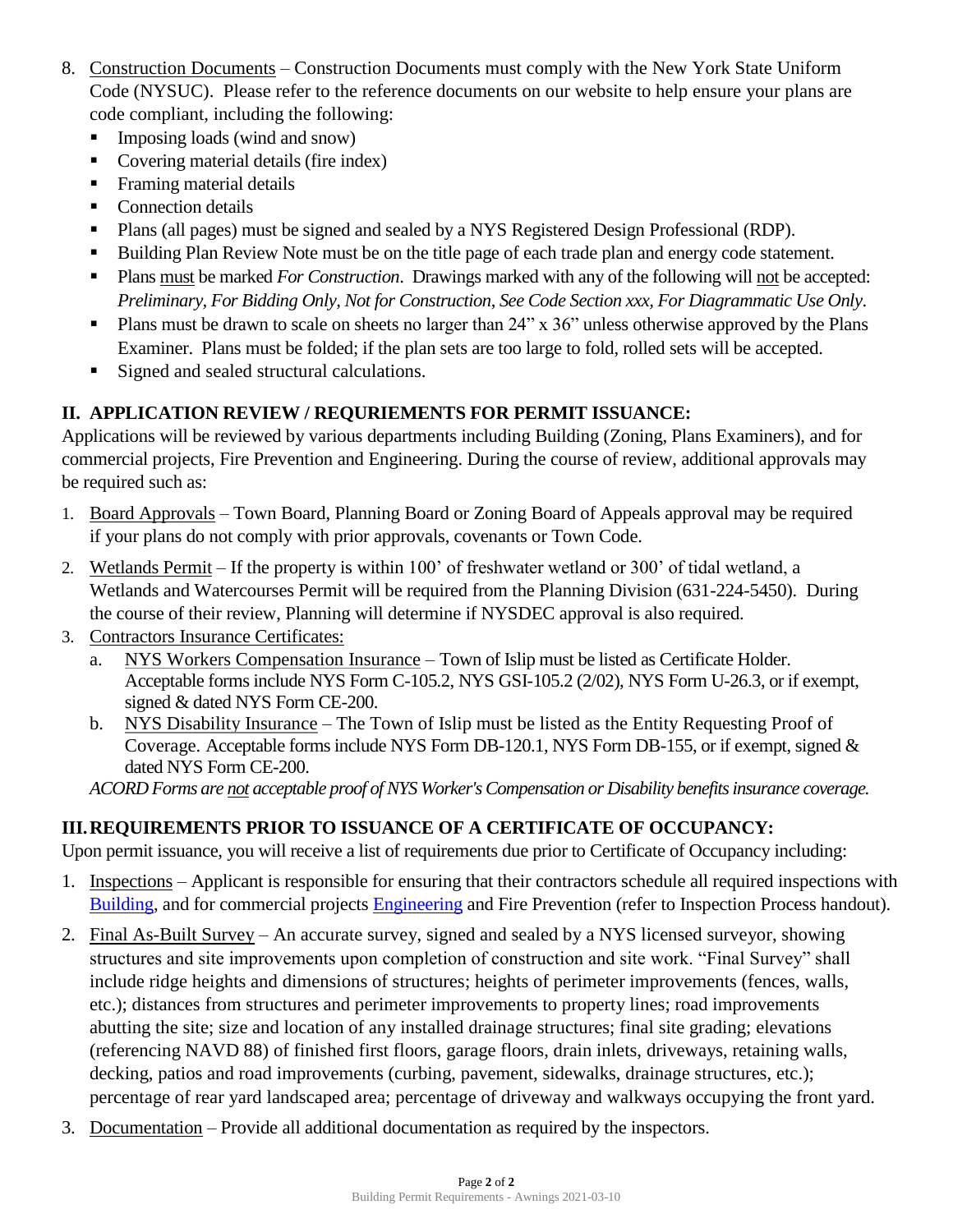8. Construction Documents – Construction Documents must comply with the New York State Uniform Code (NYSUC). Please refer to the reference documents on our website to help ensure your plans are code compliant, including the following:
   - Imposing loads (wind and snow)
   - Covering material details (fire index)
   - Framing material details
   - Connection details
   - Plans (all pages) must be signed and sealed by a NYS Registered Design Professional (RDP).
   - Building Plan Review Note must be on the title page of each trade plan and energy code statement.
   - Plans must be marked *For Construction*. Drawings marked with any of the following will not be accepted: *Preliminary, For Bidding Only, Not for Construction, See Code Section xxx, For Diagrammatic Use Only.*
   - Plans must be drawn to scale on sheets no larger than 24" x 36" unless otherwise approved by the Plans Examiner. Plans must be folded; if the plan sets are too large to fold, rolled sets will be accepted.
   - Signed and sealed structural calculations.

## II. APPLICATION REVIEW / REQUIREMENTS FOR PERMIT ISSUANCE:

Applications will be reviewed by various departments including Building (Zoning, Plans Examiners), and for commercial projects, Fire Prevention and Engineering. During the course of review, additional approvals may be required such as:

1. Board Approvals – Town Board, Planning Board or Zoning Board of Appeals approval may be required if your plans do not comply with prior approvals, covenants or Town Code.
2. Wetlands Permit – If the property is within 100' of freshwater wetland or 300' of tidal wetland, a Wetlands and Watercourses Permit will be required from the Planning Division (631-224-5450). During the course of their review, Planning will determine if NYSDEC approval is also required.
3. Contractors Insurance Certificates:
   a. NYS Workers Compensation Insurance – Town of Islip must be listed as Certificate Holder. Acceptable forms include NYS Form C-105.2, NYS GSI-105.2 (2/02), NYS Form U-26.3, or if exempt, signed & dated NYS Form CE-200.
   b. NYS Disability Insurance – The Town of Islip must be listed as the Entity Requesting Proof of Coverage. Acceptable forms include NYS Form DB-120.1, NYS Form DB-155, or if exempt, signed & dated NYS Form CE-200.

   *ACORD Forms are not acceptable proof of NYS Worker's Compensation or Disability benefits insurance coverage.*

## III. REQUIREMENTS PRIOR TO ISSUANCE OF A CERTIFICATE OF OCCUPANCY:

Upon permit issuance, you will receive a list of requirements due prior to Certificate of Occupancy including:

1. Inspections – Applicant is responsible for ensuring that their contractors schedule all required inspections with Building, and for commercial projects Engineering and Fire Prevention (refer to Inspection Process handout).
2. Final As-Built Survey – An accurate survey, signed and sealed by a NYS licensed surveyor, showing structures and site improvements upon completion of construction and site work. "Final Survey" shall include ridge heights and dimensions of structures; heights of perimeter improvements (fences, walls, etc.); distances from structures and perimeter improvements to property lines; road improvements abutting the site; size and location of any installed drainage structures; final site grading; elevations (referencing NAVD 88) of finished first floors, garage floors, drain inlets, driveways, retaining walls, decking, patios and road improvements (curbing, pavement, sidewalks, drainage structures, etc.); percentage of rear yard landscaped area; percentage of driveway and walkways occupying the front yard.
3. Documentation – Provide all additional documentation as required by the inspectors.